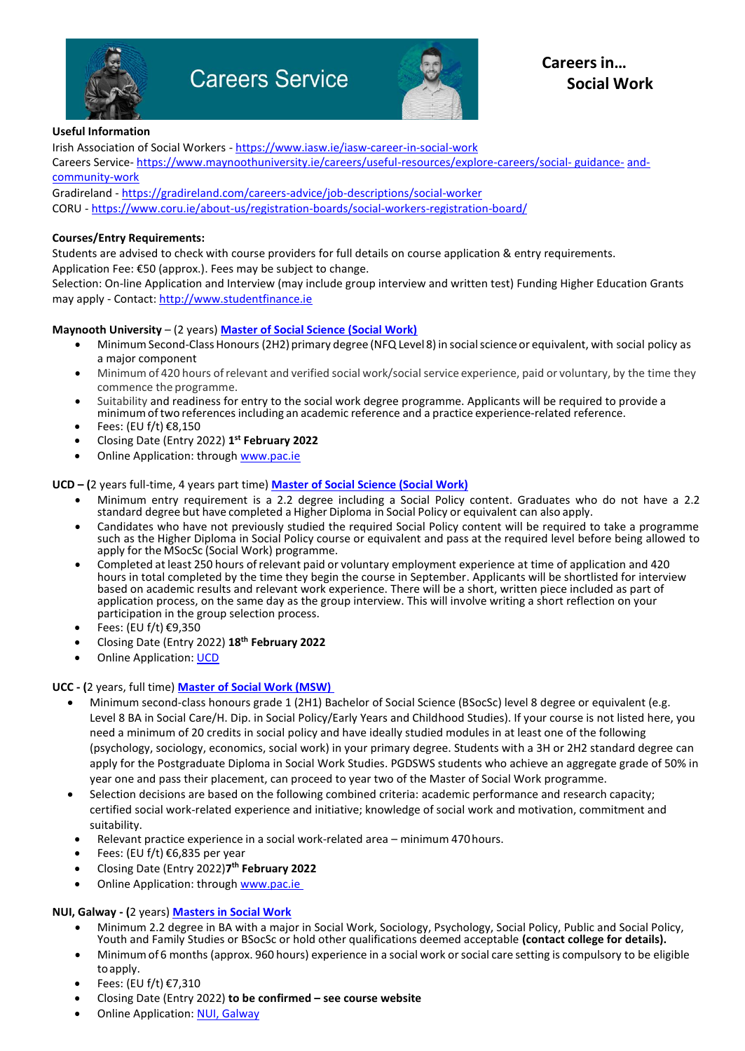# Careers Service

## Careers in… Social Work

**Useful Information**

Irish Association of Social Workers - https://www.iasw.ie/iasw-career-in-social-work
Careers Service- https://www.maynoothuniversity.ie/careers/useful-resources/explore-careers/social- guidance- and-community-work
Gradireland - https://gradireland.com/careers-advice/job-descriptions/social-worker
CORU - https://www.coru.ie/about-us/registration-boards/social-workers-registration-board/

**Courses/Entry Requirements:**

Students are advised to check with course providers for full details on course application & entry requirements.
Application Fee: €50 (approx.). Fees may be subject to change.
Selection: On-line Application and Interview (may include group interview and written test) Funding Higher Education Grants may apply - Contact: http://www.studentfinance.ie

**Maynooth University** – (2 years) **Master of Social Science (Social Work)**

- Minimum Second-Class Honours (2H2) primary degree (NFQ Level 8) in social science or equivalent, with social policy as a major component
- Minimum of 420 hours of relevant and verified social work/social service experience, paid or voluntary, by the time they commence the programme.
- Suitability and readiness for entry to the social work degree programme. Applicants will be required to provide a minimum of two references including an academic reference and a practice experience-related reference.
- Fees: (EU f/t) €8,150
- Closing Date (Entry 2022) **1st February 2022**
- Online Application: through www.pac.ie

**UCD – (**2 years full-time, 4 years part time) **Master of Social Science (Social Work)**

- Minimum entry requirement is a 2.2 degree including a Social Policy content. Graduates who do not have a 2.2 standard degree but have completed a Higher Diploma in Social Policy or equivalent can also apply.
- Candidates who have not previously studied the required Social Policy content will be required to take a programme such as the Higher Diploma in Social Policy course or equivalent and pass at the required level before being allowed to apply for the MSocSc (Social Work) programme.
- Completed at least 250 hours of relevant paid or voluntary employment experience at time of application and 420 hours in total completed by the time they begin the course in September. Applicants will be shortlisted for interview based on academic results and relevant work experience. There will be a short, written piece included as part of application process, on the same day as the group interview. This will involve writing a short reflection on your participation in the group selection process.
- Fees: (EU f/t) €9,350
- Closing Date (Entry 2022) **18th February 2022**
- Online Application: UCD

**UCC - (**2 years, full time) **Master of Social Work (MSW)**

- Minimum second-class honours grade 1 (2H1) Bachelor of Social Science (BSocSc) level 8 degree or equivalent (e.g. Level 8 BA in Social Care/H. Dip. in Social Policy/Early Years and Childhood Studies). If your course is not listed here, you need a minimum of 20 credits in social policy and have ideally studied modules in at least one of the following (psychology, sociology, economics, social work) in your primary degree. Students with a 3H or 2H2 standard degree can apply for the Postgraduate Diploma in Social Work Studies. PGDSWS students who achieve an aggregate grade of 50% in year one and pass their placement, can proceed to year two of the Master of Social Work programme.
- Selection decisions are based on the following combined criteria: academic performance and research capacity; certified social work-related experience and initiative; knowledge of social work and motivation, commitment and suitability.
- Relevant practice experience in a social work-related area – minimum 470 hours.
- Fees: (EU f/t) €6,835 per year
- Closing Date (Entry 2022)**7th February 2022**
- Online Application: through www.pac.ie

**NUI, Galway - (**2 years) **Masters in Social Work**

- Minimum 2.2 degree in BA with a major in Social Work, Sociology, Psychology, Social Policy, Public and Social Policy, Youth and Family Studies or BSocSc or hold other qualifications deemed acceptable **(contact college for details).**
- Minimum of 6 months (approx. 960 hours) experience in a social work or social care setting is compulsory to be eligible to apply.
- Fees: (EU f/t) €7,310
- Closing Date (Entry 2022) **to be confirmed – see course website**
- Online Application: NUI, Galway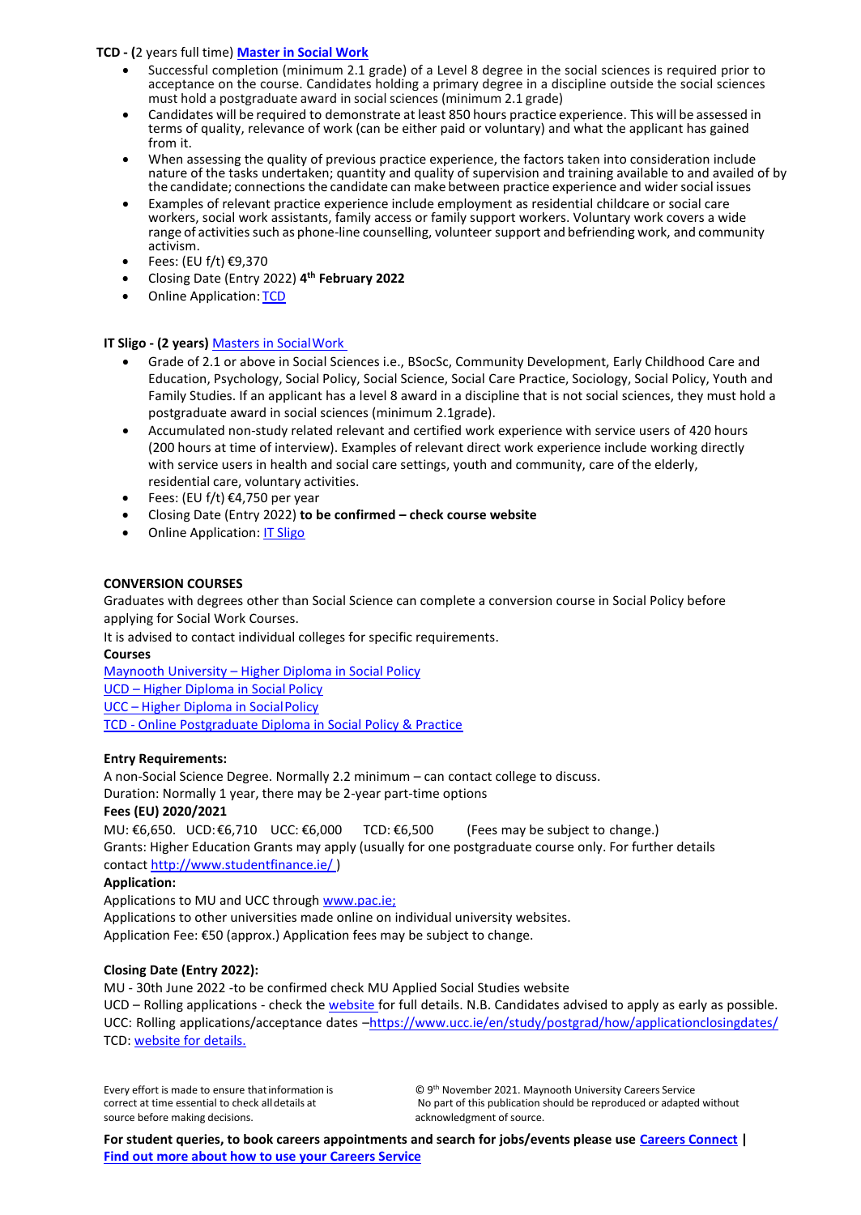**TCD - (**2 years full time) **Master in Social Work**

- Successful completion (minimum 2.1 grade) of a Level 8 degree in the social sciences is required prior to acceptance on the course. Candidates holding a primary degree in a discipline outside the social sciences must hold a postgraduate award in social sciences (minimum 2.1 grade)
- Candidates will be required to demonstrate at least 850 hours practice experience. This will be assessed in terms of quality, relevance of work (can be either paid or voluntary) and what the applicant has gained from it.
- When assessing the quality of previous practice experience, the factors taken into consideration include nature of the tasks undertaken; quantity and quality of supervision and training available to and availed of by the candidate; connections the candidate can make between practice experience and wider social issues
- Examples of relevant practice experience include employment as residential childcare or social care workers, social work assistants, family access or family support workers. Voluntary work covers a wide range of activities such as phone-line counselling, volunteer support and befriending work, and community activism.
- Fees: (EU f/t) €9,370
- Closing Date (Entry 2022) **4th February 2022**
- Online Application: TCD

**IT Sligo - (2 years)** Masters in Social Work

- Grade of 2.1 or above in Social Sciences i.e., BSocSc, Community Development, Early Childhood Care and Education, Psychology, Social Policy, Social Science, Social Care Practice, Sociology, Social Policy, Youth and Family Studies. If an applicant has a level 8 award in a discipline that is not social sciences, they must hold a postgraduate award in social sciences (minimum 2.1grade).
- Accumulated non-study related relevant and certified work experience with service users of 420 hours (200 hours at time of interview). Examples of relevant direct work experience include working directly with service users in health and social care settings, youth and community, care of the elderly, residential care, voluntary activities.
- Fees: (EU f/t) €4,750 per year
- Closing Date (Entry 2022) **to be confirmed – check course website**
- Online Application: IT Sligo

**CONVERSION COURSES**

Graduates with degrees other than Social Science can complete a conversion course in Social Policy before applying for Social Work Courses.

It is advised to contact individual colleges for specific requirements.

**Courses**

Maynooth University – Higher Diploma in Social Policy
UCD – Higher Diploma in Social Policy
UCC – Higher Diploma in Social Policy
TCD - Online Postgraduate Diploma in Social Policy & Practice

**Entry Requirements:**

A non-Social Science Degree. Normally 2.2 minimum – can contact college to discuss.
Duration: Normally 1 year, there may be 2-year part-time options

**Fees (EU) 2020/2021**

MU: €6,650. UCD: €6,710 UCC: €6,000 TCD: €6,500 (Fees may be subject to change.)
Grants: Higher Education Grants may apply (usually for one postgraduate course only. For further details contact http://www.studentfinance.ie/ )

**Application:**

Applications to MU and UCC through www.pac.ie;
Applications to other universities made online on individual university websites.
Application Fee: €50 (approx.) Application fees may be subject to change.

**Closing Date (Entry 2022):**

MU - 30th June 2022 -to be confirmed check MU Applied Social Studies website
UCD – Rolling applications - check the website for full details. N.B. Candidates advised to apply as early as possible.
UCC: Rolling applications/acceptance dates –https://www.ucc.ie/en/study/postgrad/how/applicationclosingdates/
TCD: website for details.

Every effort is made to ensure that information is correct at time essential to check all details at source before making decisions.

© 9th November 2021. Maynooth University Careers Service
No part of this publication should be reproduced or adapted without acknowledgment of source.

**For student queries, to book careers appointments and search for jobs/events please use Careers Connect | Find out more about how to use your Careers Service**